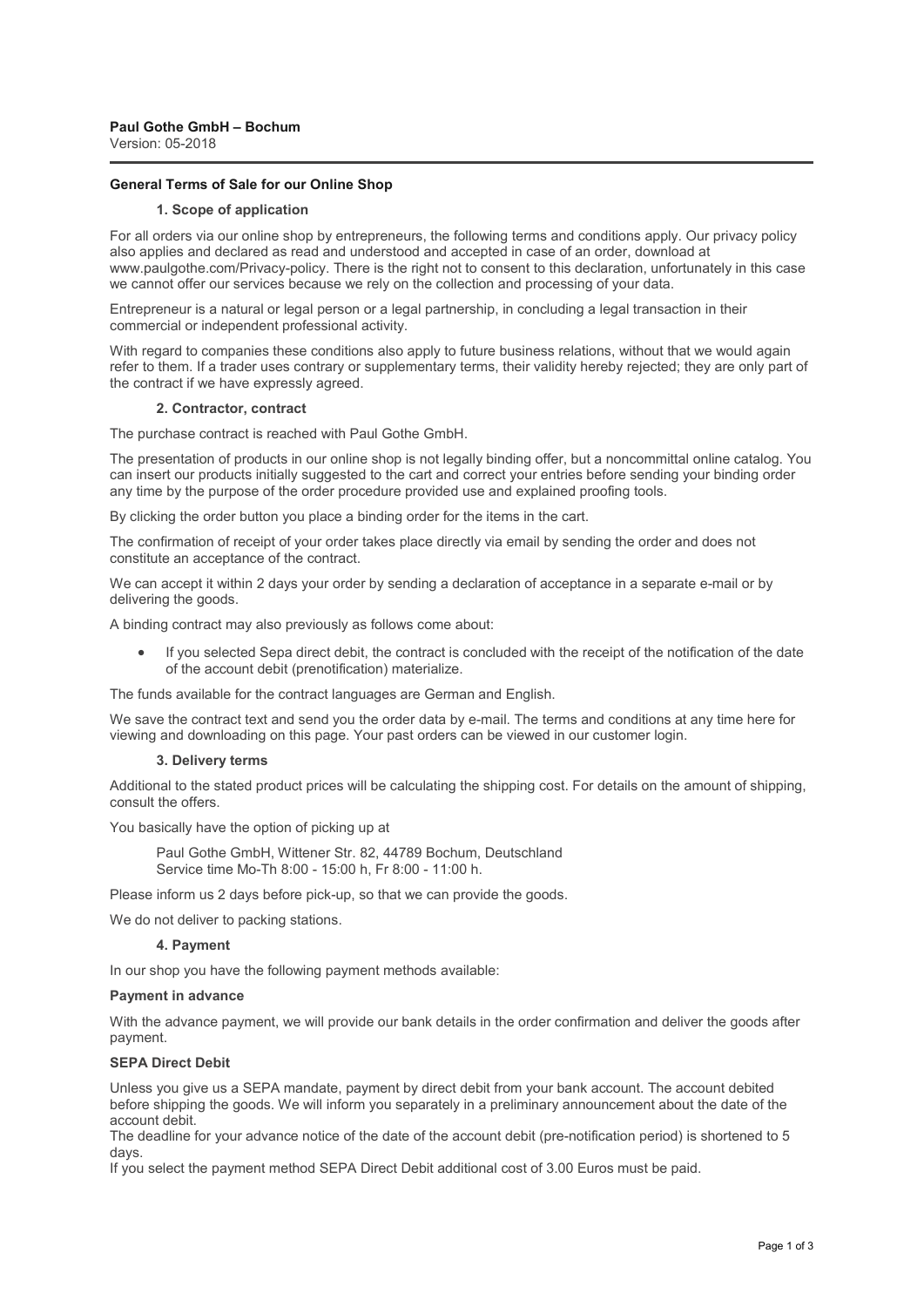**Paul Gothe GmbH – Bochum**
Version: 05-2018

## General Terms of Sale for our Online Shop

### 1. Scope of application

For all orders via our online shop by entrepreneurs, the following terms and conditions apply. Our privacy policy also applies and declared as read and understood and accepted in case of an order, download at www.paulgothe.com/Privacy-policy. There is the right not to consent to this declaration, unfortunately in this case we cannot offer our services because we rely on the collection and processing of your data.

Entrepreneur is a natural or legal person or a legal partnership, in concluding a legal transaction in their commercial or independent professional activity.

With regard to companies these conditions also apply to future business relations, without that we would again refer to them. If a trader uses contrary or supplementary terms, their validity hereby rejected; they are only part of the contract if we have expressly agreed.

### 2. Contractor, contract

The purchase contract is reached with Paul Gothe GmbH.

The presentation of products in our online shop is not legally binding offer, but a noncommittal online catalog. You can insert our products initially suggested to the cart and correct your entries before sending your binding order any time by the purpose of the order procedure provided use and explained proofing tools.

By clicking the order button you place a binding order for the items in the cart.

The confirmation of receipt of your order takes place directly via email by sending the order and does not constitute an acceptance of the contract.

We can accept it within 2 days your order by sending a declaration of acceptance in a separate e-mail or by delivering the goods.

A binding contract may also previously as follows come about:

- If you selected Sepa direct debit, the contract is concluded with the receipt of the notification of the date of the account debit (prenotification) materialize.

The funds available for the contract languages are German and English.

We save the contract text and send you the order data by e-mail. The terms and conditions at any time here for viewing and downloading on this page. Your past orders can be viewed in our customer login.

### 3. Delivery terms

Additional to the stated product prices will be calculating the shipping cost. For details on the amount of shipping, consult the offers.

You basically have the option of picking up at

> Paul Gothe GmbH, Wittener Str. 82, 44789 Bochum, Deutschland
> Service time Mo-Th 8:00 - 15:00 h, Fr 8:00 - 11:00 h.

Please inform us 2 days before pick-up, so that we can provide the goods.

We do not deliver to packing stations.

### 4. Payment

In our shop you have the following payment methods available:

**Payment in advance**

With the advance payment, we will provide our bank details in the order confirmation and deliver the goods after payment.

**SEPA Direct Debit**

Unless you give us a SEPA mandate, payment by direct debit from your bank account. The account debited before shipping the goods. We will inform you separately in a preliminary announcement about the date of the account debit.
The deadline for your advance notice of the date of the account debit (pre-notification period) is shortened to 5 days.
If you select the payment method SEPA Direct Debit additional cost of 3.00 Euros must be paid.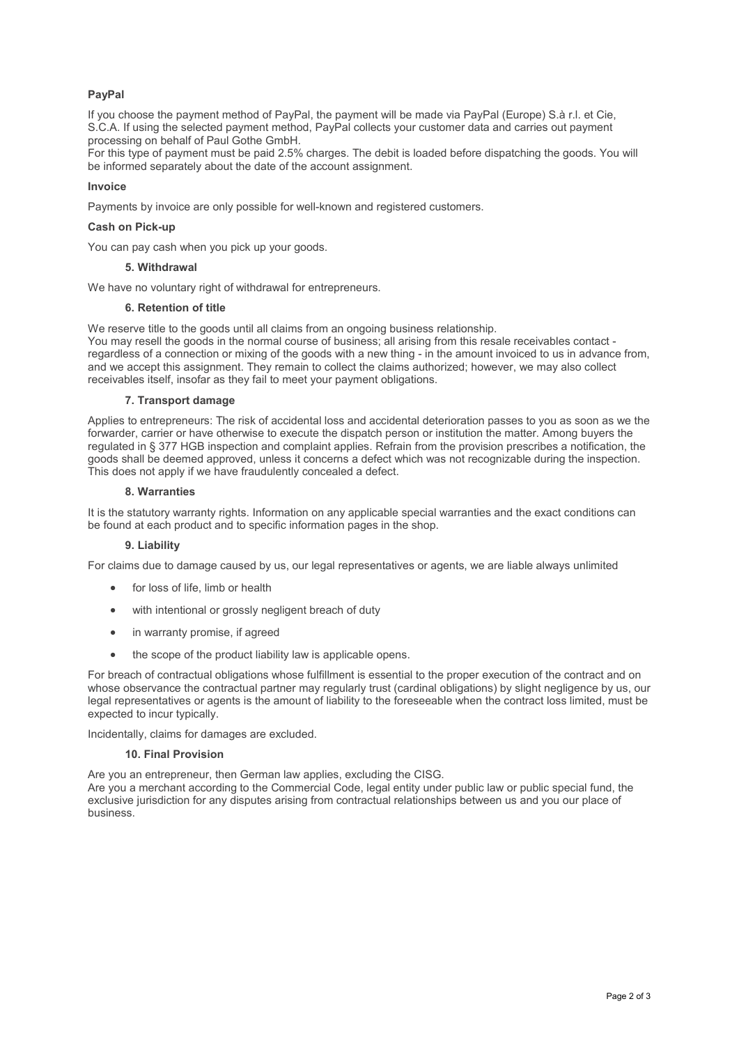**PayPal**

If you choose the payment method of PayPal, the payment will be made via PayPal (Europe) S.à r.l. et Cie, S.C.A. If using the selected payment method, PayPal collects your customer data and carries out payment processing on behalf of Paul Gothe GmbH.
For this type of payment must be paid 2.5% charges. The debit is loaded before dispatching the goods. You will be informed separately about the date of the account assignment.

**Invoice**

Payments by invoice are only possible for well-known and registered customers.

**Cash on Pick-up**

You can pay cash when you pick up your goods.

### 5. Withdrawal

We have no voluntary right of withdrawal for entrepreneurs.

### 6. Retention of title

We reserve title to the goods until all claims from an ongoing business relationship.
You may resell the goods in the normal course of business; all arising from this resale receivables contact - regardless of a connection or mixing of the goods with a new thing - in the amount invoiced to us in advance from, and we accept this assignment. They remain to collect the claims authorized; however, we may also collect receivables itself, insofar as they fail to meet your payment obligations.

### 7. Transport damage

Applies to entrepreneurs: The risk of accidental loss and accidental deterioration passes to you as soon as we the forwarder, carrier or have otherwise to execute the dispatch person or institution the matter. Among buyers the regulated in § 377 HGB inspection and complaint applies. Refrain from the provision prescribes a notification, the goods shall be deemed approved, unless it concerns a defect which was not recognizable during the inspection. This does not apply if we have fraudulently concealed a defect.

### 8. Warranties

It is the statutory warranty rights. Information on any applicable special warranties and the exact conditions can be found at each product and to specific information pages in the shop.

### 9. Liability

For claims due to damage caused by us, our legal representatives or agents, we are liable always unlimited

- for loss of life, limb or health
- with intentional or grossly negligent breach of duty
- in warranty promise, if agreed
- the scope of the product liability law is applicable opens.

For breach of contractual obligations whose fulfillment is essential to the proper execution of the contract and on whose observance the contractual partner may regularly trust (cardinal obligations) by slight negligence by us, our legal representatives or agents is the amount of liability to the foreseeable when the contract loss limited, must be expected to incur typically.

Incidentally, claims for damages are excluded.

### 10. Final Provision

Are you an entrepreneur, then German law applies, excluding the CISG.
Are you a merchant according to the Commercial Code, legal entity under public law or public special fund, the exclusive jurisdiction for any disputes arising from contractual relationships between us and you our place of business.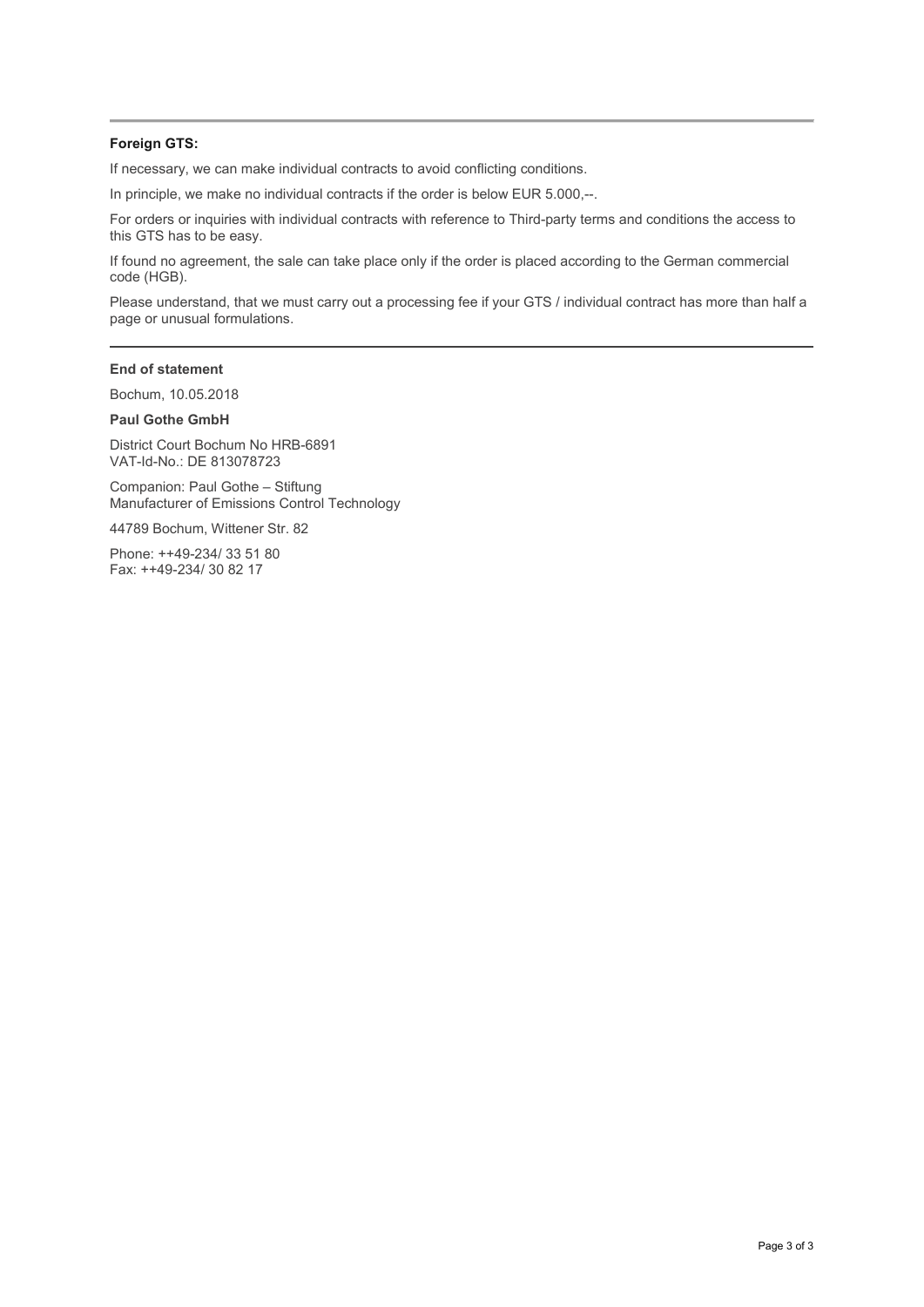**Foreign GTS:**

If necessary, we can make individual contracts to avoid conflicting conditions.

In principle, we make no individual contracts if the order is below EUR 5.000,--.

For orders or inquiries with individual contracts with reference to Third-party terms and conditions the access to this GTS has to be easy.

If found no agreement, the sale can take place only if the order is placed according to the German commercial code (HGB).

Please understand, that we must carry out a processing fee if your GTS / individual contract has more than half a page or unusual formulations.

---

**End of statement**

Bochum, 10.05.2018

**Paul Gothe GmbH**

District Court Bochum No HRB-6891
VAT-Id-No.: DE 813078723

Companion: Paul Gothe – Stiftung
Manufacturer of Emissions Control Technology

44789 Bochum, Wittener Str. 82

Phone: ++49-234/ 33 51 80
Fax: ++49-234/ 30 82 17